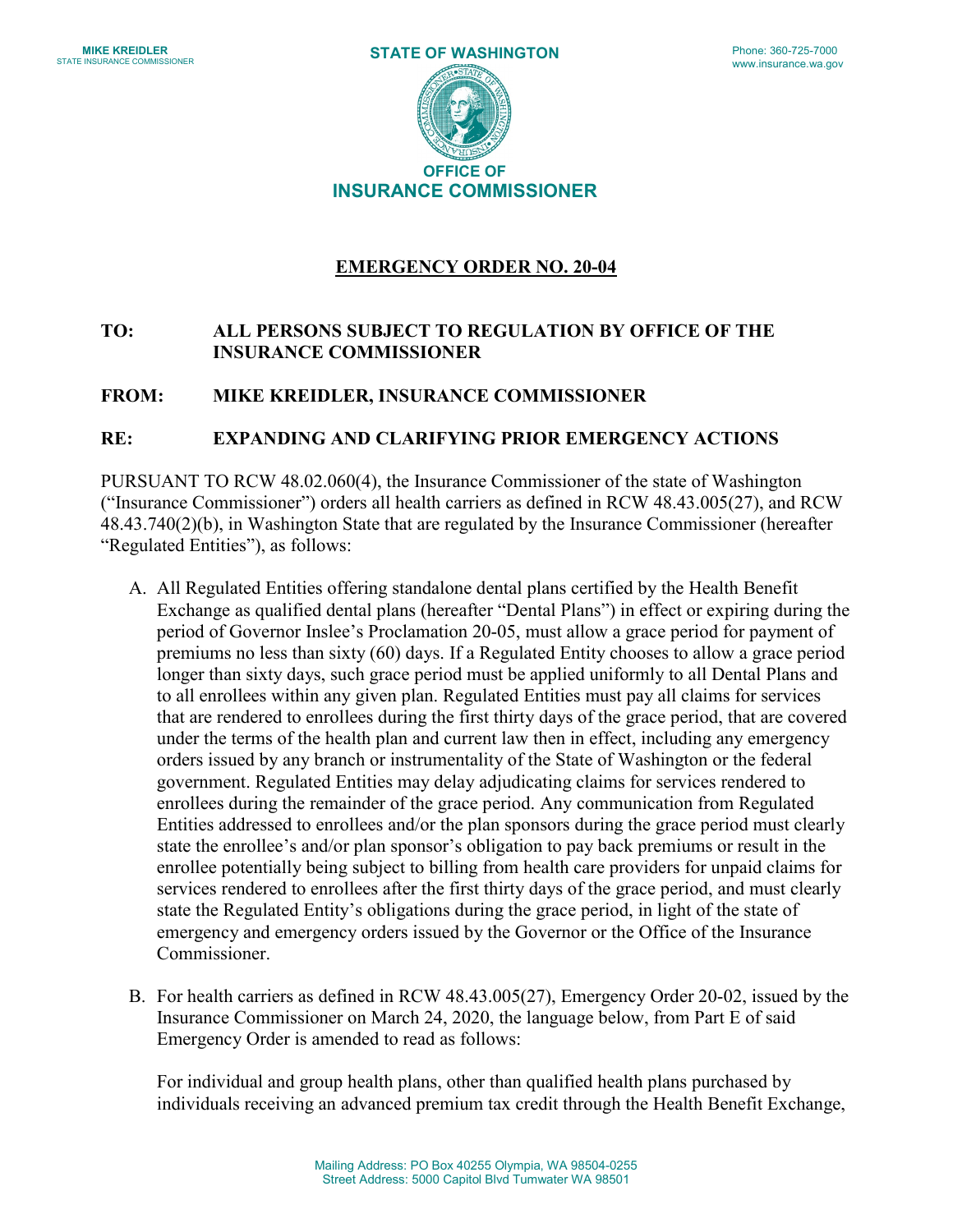**MIKE KREIDLER**
STATE INSURANCE COMMISSIONER

**STATE OF WASHINGTON**

Phone: 360-725-7000
www.insurance.wa.gov

**OFFICE OF**
**INSURANCE COMMISSIONER**

# EMERGENCY ORDER NO. 20-04

**TO:** **ALL PERSONS SUBJECT TO REGULATION BY OFFICE OF THE INSURANCE COMMISSIONER**

**FROM:** **MIKE KREIDLER, INSURANCE COMMISSIONER**

**RE:** **EXPANDING AND CLARIFYING PRIOR EMERGENCY ACTIONS**

PURSUANT TO RCW 48.02.060(4), the Insurance Commissioner of the state of Washington ("Insurance Commissioner") orders all health carriers as defined in RCW 48.43.005(27), and RCW 48.43.740(2)(b), in Washington State that are regulated by the Insurance Commissioner (hereafter "Regulated Entities"), as follows:

A. All Regulated Entities offering standalone dental plans certified by the Health Benefit Exchange as qualified dental plans (hereafter "Dental Plans") in effect or expiring during the period of Governor Inslee's Proclamation 20-05, must allow a grace period for payment of premiums no less than sixty (60) days. If a Regulated Entity chooses to allow a grace period longer than sixty days, such grace period must be applied uniformly to all Dental Plans and to all enrollees within any given plan. Regulated Entities must pay all claims for services that are rendered to enrollees during the first thirty days of the grace period, that are covered under the terms of the health plan and current law then in effect, including any emergency orders issued by any branch or instrumentality of the State of Washington or the federal government. Regulated Entities may delay adjudicating claims for services rendered to enrollees during the remainder of the grace period. Any communication from Regulated Entities addressed to enrollees and/or the plan sponsors during the grace period must clearly state the enrollee's and/or plan sponsor's obligation to pay back premiums or result in the enrollee potentially being subject to billing from health care providers for unpaid claims for services rendered to enrollees after the first thirty days of the grace period, and must clearly state the Regulated Entity's obligations during the grace period, in light of the state of emergency and emergency orders issued by the Governor or the Office of the Insurance Commissioner.

B. For health carriers as defined in RCW 48.43.005(27), Emergency Order 20-02, issued by the Insurance Commissioner on March 24, 2020, the language below, from Part E of said Emergency Order is amended to read as follows:

For individual and group health plans, other than qualified health plans purchased by individuals receiving an advanced premium tax credit through the Health Benefit Exchange,

Mailing Address: PO Box 40255 Olympia, WA 98504-0255
Street Address: 5000 Capitol Blvd Tumwater WA 98501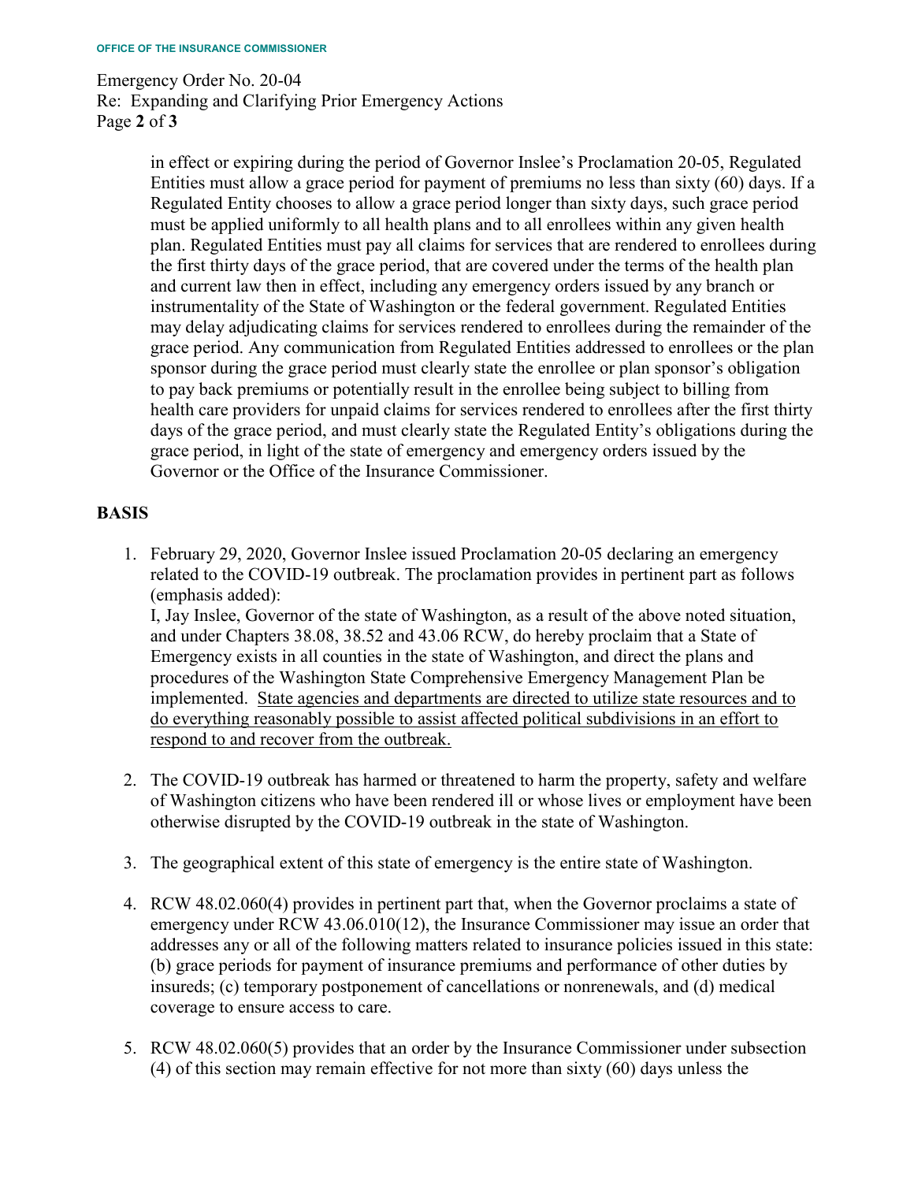in effect or expiring during the period of Governor Inslee's Proclamation 20-05, Regulated Entities must allow a grace period for payment of premiums no less than sixty (60) days. If a Regulated Entity chooses to allow a grace period longer than sixty days, such grace period must be applied uniformly to all health plans and to all enrollees within any given health plan. Regulated Entities must pay all claims for services that are rendered to enrollees during the first thirty days of the grace period, that are covered under the terms of the health plan and current law then in effect, including any emergency orders issued by any branch or instrumentality of the State of Washington or the federal government. Regulated Entities may delay adjudicating claims for services rendered to enrollees during the remainder of the grace period. Any communication from Regulated Entities addressed to enrollees or the plan sponsor during the grace period must clearly state the enrollee or plan sponsor's obligation to pay back premiums or potentially result in the enrollee being subject to billing from health care providers for unpaid claims for services rendered to enrollees after the first thirty days of the grace period, and must clearly state the Regulated Entity's obligations during the grace period, in light of the state of emergency and emergency orders issued by the Governor or the Office of the Insurance Commissioner.

## BASIS

1. February 29, 2020, Governor Inslee issued Proclamation 20-05 declaring an emergency related to the COVID-19 outbreak. The proclamation provides in pertinent part as follows (emphasis added):
   I, Jay Inslee, Governor of the state of Washington, as a result of the above noted situation, and under Chapters 38.08, 38.52 and 43.06 RCW, do hereby proclaim that a State of Emergency exists in all counties in the state of Washington, and direct the plans and procedures of the Washington State Comprehensive Emergency Management Plan be implemented. <u>State agencies and departments are directed to utilize state resources and to do everything reasonably possible to assist affected political subdivisions in an effort to respond to and recover from the outbreak.</u>

2. The COVID-19 outbreak has harmed or threatened to harm the property, safety and welfare of Washington citizens who have been rendered ill or whose lives or employment have been otherwise disrupted by the COVID-19 outbreak in the state of Washington.

3. The geographical extent of this state of emergency is the entire state of Washington.

4. RCW 48.02.060(4) provides in pertinent part that, when the Governor proclaims a state of emergency under RCW 43.06.010(12), the Insurance Commissioner may issue an order that addresses any or all of the following matters related to insurance policies issued in this state: (b) grace periods for payment of insurance premiums and performance of other duties by insureds; (c) temporary postponement of cancellations or nonrenewals, and (d) medical coverage to ensure access to care.

5. RCW 48.02.060(5) provides that an order by the Insurance Commissioner under subsection (4) of this section may remain effective for not more than sixty (60) days unless the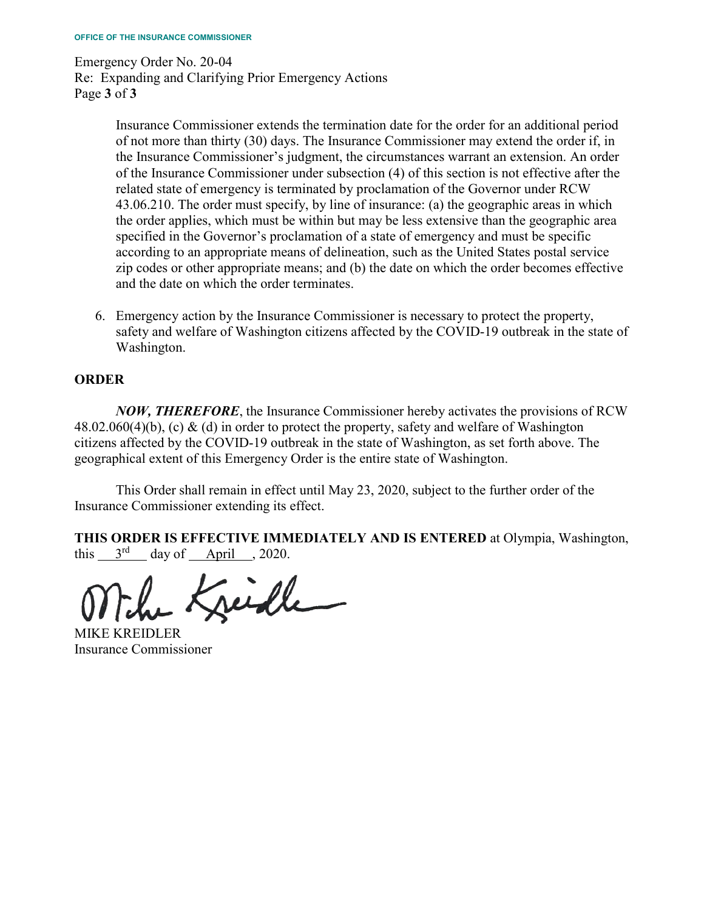Insurance Commissioner extends the termination date for the order for an additional period of not more than thirty (30) days. The Insurance Commissioner may extend the order if, in the Insurance Commissioner's judgment, the circumstances warrant an extension. An order of the Insurance Commissioner under subsection (4) of this section is not effective after the related state of emergency is terminated by proclamation of the Governor under RCW 43.06.210. The order must specify, by line of insurance: (a) the geographic areas in which the order applies, which must be within but may be less extensive than the geographic area specified in the Governor's proclamation of a state of emergency and must be specific according to an appropriate means of delineation, such as the United States postal service zip codes or other appropriate means; and (b) the date on which the order becomes effective and the date on which the order terminates.

6. Emergency action by the Insurance Commissioner is necessary to protect the property, safety and welfare of Washington citizens affected by the COVID-19 outbreak in the state of Washington.

## ORDER

***NOW, THEREFORE***, the Insurance Commissioner hereby activates the provisions of RCW 48.02.060(4)(b), (c) & (d) in order to protect the property, safety and welfare of Washington citizens affected by the COVID-19 outbreak in the state of Washington, as set forth above. The geographical extent of this Emergency Order is the entire state of Washington.

This Order shall remain in effect until May 23, 2020, subject to the further order of the Insurance Commissioner extending its effect.

**THIS ORDER IS EFFECTIVE IMMEDIATELY AND IS ENTERED** at Olympia, Washington, this 3rd day of April, 2020.

Mike Kreidler

MIKE KREIDLER
Insurance Commissioner